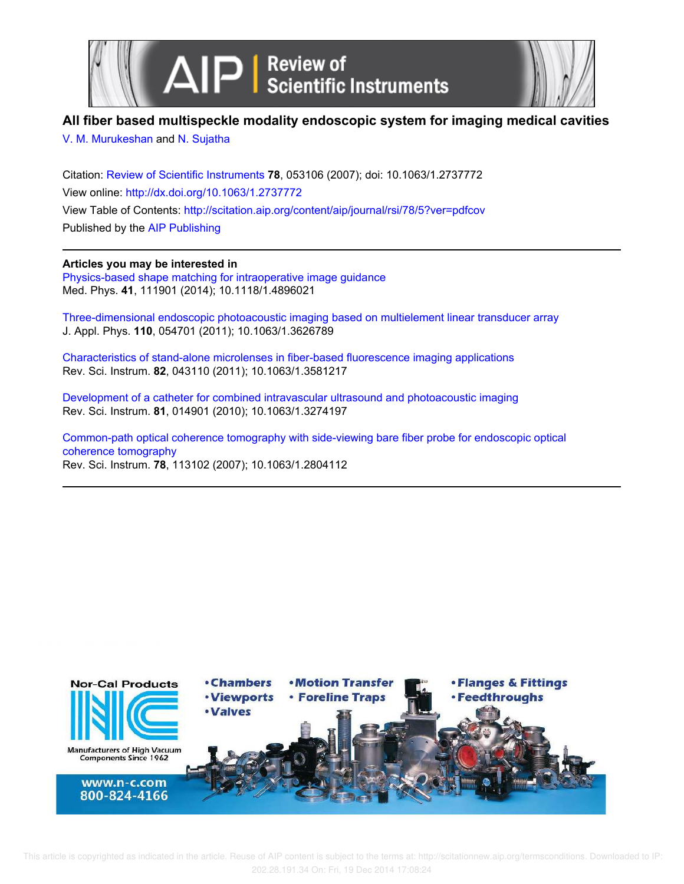# All fiber based multispeckle modality endoscopic system for imaging medical cavities

V. M. Murukeshan and N. Sujatha

Citation: Review of Scientific Instruments **78**, 053106 (2007); doi: 10.1063/1.2737772

View online: http://dx.doi.org/10.1063/1.2737772

View Table of Contents: http://scitation.aip.org/content/aip/journal/rsi/78/5?ver=pdfcov

Published by the AIP Publishing

## Articles you may be interested in

Physics-based shape matching for intraoperative image guidance
Med. Phys. **41**, 111901 (2014); 10.1118/1.4896021

Three-dimensional endoscopic photoacoustic imaging based on multielement linear transducer array
J. Appl. Phys. **110**, 054701 (2011); 10.1063/1.3626789

Characteristics of stand-alone microlenses in fiber-based fluorescence imaging applications
Rev. Sci. Instrum. **82**, 043110 (2011); 10.1063/1.3581217

Development of a catheter for combined intravascular ultrasound and photoacoustic imaging
Rev. Sci. Instrum. **81**, 014901 (2010); 10.1063/1.3274197

Common-path optical coherence tomography with side-viewing bare fiber probe for endoscopic optical coherence tomography
Rev. Sci. Instrum. **78**, 113102 (2007); 10.1063/1.2804112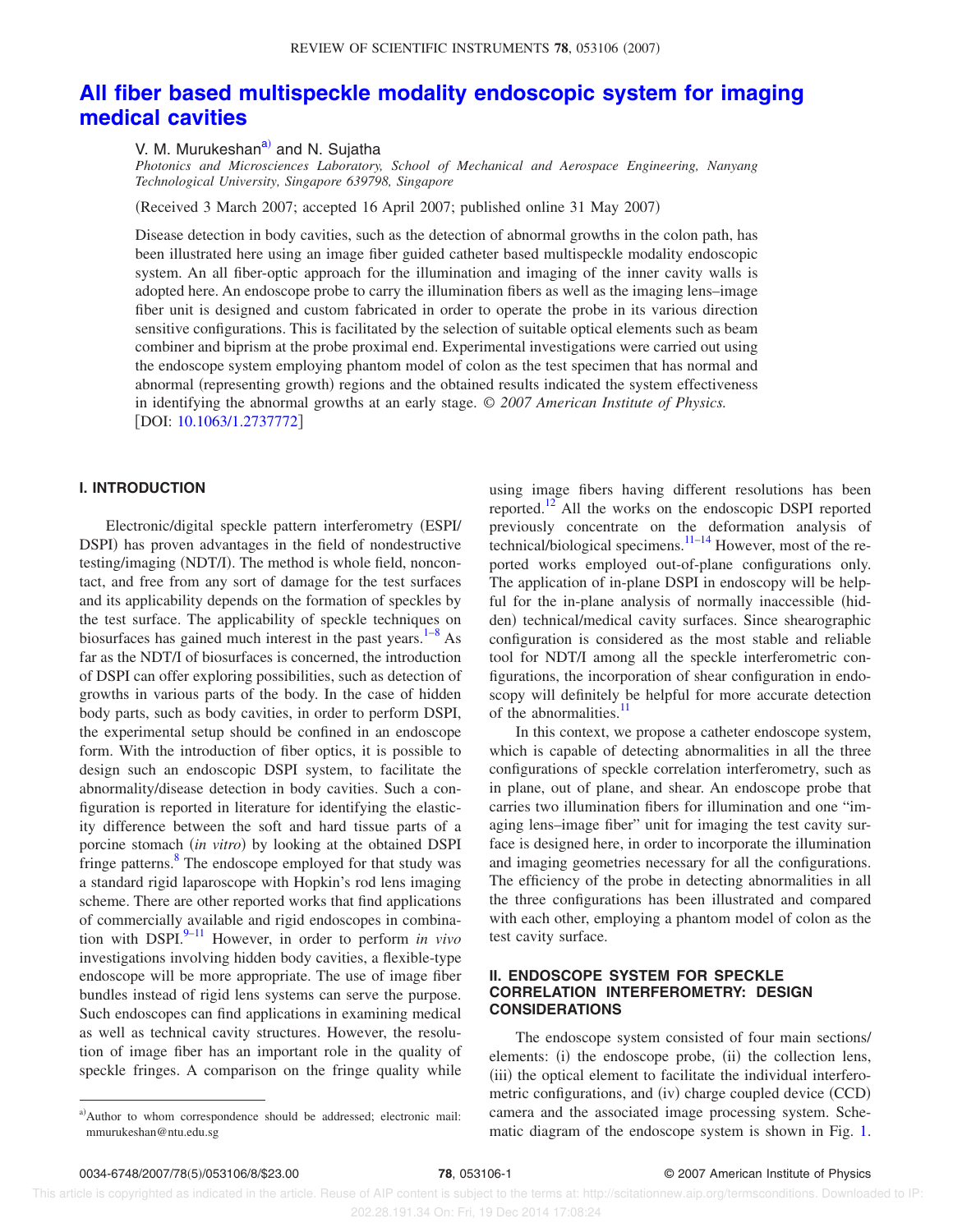# All fiber based multispeckle modality endoscopic system for imaging medical cavities

V. M. Murukeshan[a] and N. Sujatha

*Photonics and Microsciences Laboratory, School of Mechanical and Aerospace Engineering, Nanyang Technological University, Singapore 639798, Singapore*

(Received 3 March 2007; accepted 16 April 2007; published online 31 May 2007)

Disease detection in body cavities, such as the detection of abnormal growths in the colon path, has been illustrated here using an image fiber guided catheter based multispeckle modality endoscopic system. An all fiber-optic approach for the illumination and imaging of the inner cavity walls is adopted here. An endoscope probe to carry the illumination fibers as well as the imaging lens–image fiber unit is designed and custom fabricated in order to operate the probe in its various direction sensitive configurations. This is facilitated by the selection of suitable optical elements such as beam combiner and biprism at the probe proximal end. Experimental investigations were carried out using the endoscope system employing phantom model of colon as the test specimen that has normal and abnormal (representing growth) regions and the obtained results indicated the system effectiveness in identifying the abnormal growths at an early stage. *© 2007 American Institute of Physics.* [DOI: 10.1063/1.2737772]

## I. INTRODUCTION

Electronic/digital speckle pattern interferometry (ESPI/DSPI) has proven advantages in the field of nondestructive testing/imaging (NDT/I). The method is whole field, noncontact, and free from any sort of damage for the test surfaces and its applicability depends on the formation of speckles by the test surface. The applicability of speckle techniques on biosurfaces has gained much interest in the past years.[1–8] As far as the NDT/I of biosurfaces is concerned, the introduction of DSPI can offer exploring possibilities, such as detection of growths in various parts of the body. In the case of hidden body parts, such as body cavities, in order to perform DSPI, the experimental setup should be confined in an endoscope form. With the introduction of fiber optics, it is possible to design such an endoscopic DSPI system, to facilitate the abnormality/disease detection in body cavities. Such a configuration is reported in literature for identifying the elasticity difference between the soft and hard tissue parts of a porcine stomach (*in vitro*) by looking at the obtained DSPI fringe patterns.[8] The endoscope employed for that study was a standard rigid laparoscope with Hopkin's rod lens imaging scheme. There are other reported works that find applications of commercially available and rigid endoscopes in combination with DSPI.[9–11] However, in order to perform *in vivo* investigations involving hidden body cavities, a flexible-type endoscope will be more appropriate. The use of image fiber bundles instead of rigid lens systems can serve the purpose. Such endoscopes can find applications in examining medical as well as technical cavity structures. However, the resolution of image fiber has an important role in the quality of speckle fringes. A comparison on the fringe quality while using image fibers having different resolutions has been reported.[12] All the works on the endoscopic DSPI reported previously concentrate on the deformation analysis of technical/biological specimens.[11–14] However, most of the reported works employed out-of-plane configurations only. The application of in-plane DSPI in endoscopy will be helpful for the in-plane analysis of normally inaccessible (hidden) technical/medical cavity surfaces. Since shearographic configuration is considered as the most stable and reliable tool for NDT/I among all the speckle interferometric configurations, the incorporation of shear configuration in endoscopy will definitely be helpful for more accurate detection of the abnormalities.[11]

In this context, we propose a catheter endoscope system, which is capable of detecting abnormalities in all the three configurations of speckle correlation interferometry, such as in plane, out of plane, and shear. An endoscope probe that carries two illumination fibers for illumination and one "imaging lens–image fiber" unit for imaging the test cavity surface is designed here, in order to incorporate the illumination and imaging geometries necessary for all the configurations. The efficiency of the probe in detecting abnormalities in all the three configurations has been illustrated and compared with each other, employing a phantom model of colon as the test cavity surface.

## II. ENDOSCOPE SYSTEM FOR SPECKLE CORRELATION INTERFEROMETRY: DESIGN CONSIDERATIONS

The endoscope system consisted of four main sections/elements: (i) the endoscope probe, (ii) the collection lens, (iii) the optical element to facilitate the individual interferometric configurations, and (iv) charge coupled device (CCD) camera and the associated image processing system. Schematic diagram of the endoscope system is shown in Fig. 1.

[a] Author to whom correspondence should be addressed; electronic mail: mmurukeshan@ntu.edu.sg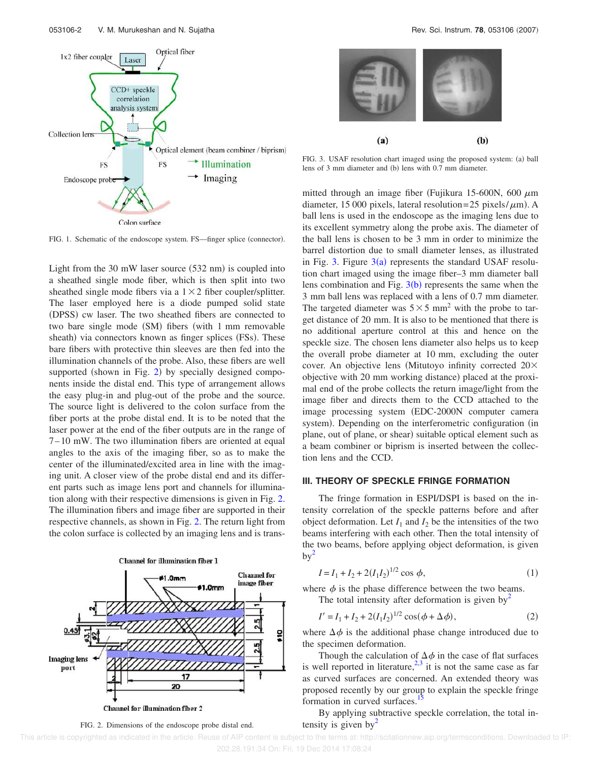FIG. 1. Schematic of the endoscope system. FS—finger splice (connector).

Light from the 30 mW laser source (532 nm) is coupled into a sheathed single mode fiber, which is then split into two sheathed single mode fibers via a $1 \times 2$ fiber coupler/splitter. The laser employed here is a diode pumped solid state (DPSS) cw laser. The two sheathed fibers are connected to two bare single mode (SM) fibers (with 1 mm removable sheath) via connectors known as finger splices (FSs). These bare fibers with protective thin sleeves are then fed into the illumination channels of the probe. Also, these fibers are well supported (shown in Fig. 2) by specially designed components inside the distal end. This type of arrangement allows the easy plug-in and plug-out of the probe and the source. The source light is delivered to the colon surface from the fiber ports at the probe distal end. It is to be noted that the laser power at the end of the fiber outputs are in the range of 7–10 mW. The two illumination fibers are oriented at equal angles to the axis of the imaging fiber, so as to make the center of the illuminated/excited area in line with the imaging unit. A closer view of the probe distal end and its different parts such as image lens port and channels for illumination along with their respective dimensions is given in Fig. 2. The illumination fibers and image fiber are supported in their respective channels, as shown in Fig. 2. The return light from the colon surface is collected by an imaging lens and is transmitted through an image fiber (Fujikura 15-600N, 600 $\mu$m diameter, 15 000 pixels, lateral resolution=25 pixels/$\mu$m). A ball lens is used in the endoscope as the imaging lens due to its excellent symmetry along the probe axis. The diameter of the ball lens is chosen to be 3 mm in order to minimize the barrel distortion due to small diameter lenses, as illustrated in Fig. 3. Figure 3(a) represents the standard USAF resolution chart imaged using the image fiber–3 mm diameter ball lens combination and Fig. 3(b) represents the same when the 3 mm ball lens was replaced with a lens of 0.7 mm diameter. The targeted diameter was $5 \times 5$ mm$^2$ with the probe to target distance of 20 mm. It is also to be mentioned that there is no additional aperture control at this and hence on the speckle size. The chosen lens diameter also helps us to keep the overall probe diameter at 10 mm, excluding the outer cover. An objective lens (Mitutoyo infinity corrected 20× objective with 20 mm working distance) placed at the proximal end of the probe collects the return image/light from the image fiber and directs them to the CCD attached to the image processing system (EDC-2000N computer camera system). Depending on the interferometric configuration (in plane, out of plane, or shear) suitable optical element such as a beam combiner or biprism is inserted between the collection lens and the CCD.

FIG. 2. Dimensions of the endoscope probe distal end.

FIG. 3. USAF resolution chart imaged using the proposed system: (a) ball lens of 3 mm diameter and (b) lens with 0.7 mm diameter.

## III. THEORY OF SPECKLE FRINGE FORMATION

The fringe formation in ESPI/DSPI is based on the intensity correlation of the speckle patterns before and after object deformation. Let $I_1$ and $I_2$ be the intensities of the two beams interfering with each other. Then the total intensity of the two beams, before applying object deformation, is given by[2]

$$I = I_1 + I_2 + 2(I_1 I_2)^{1/2} \cos \phi, \tag{1}$$

where $\phi$ is the phase difference between the two beams.

The total intensity after deformation is given by[2]

$$I' = I_1 + I_2 + 2(I_1 I_2)^{1/2} \cos(\phi + \Delta\phi), \tag{2}$$

where $\Delta\phi$ is the additional phase change introduced due to the specimen deformation.

Though the calculation of $\Delta\phi$ in the case of flat surfaces is well reported in literature,[2,3] it is not the same case as far as curved surfaces are concerned. An extended theory was proposed recently by our group to explain the speckle fringe formation in curved surfaces.[15]

By applying subtractive speckle correlation, the total intensity is given by[2]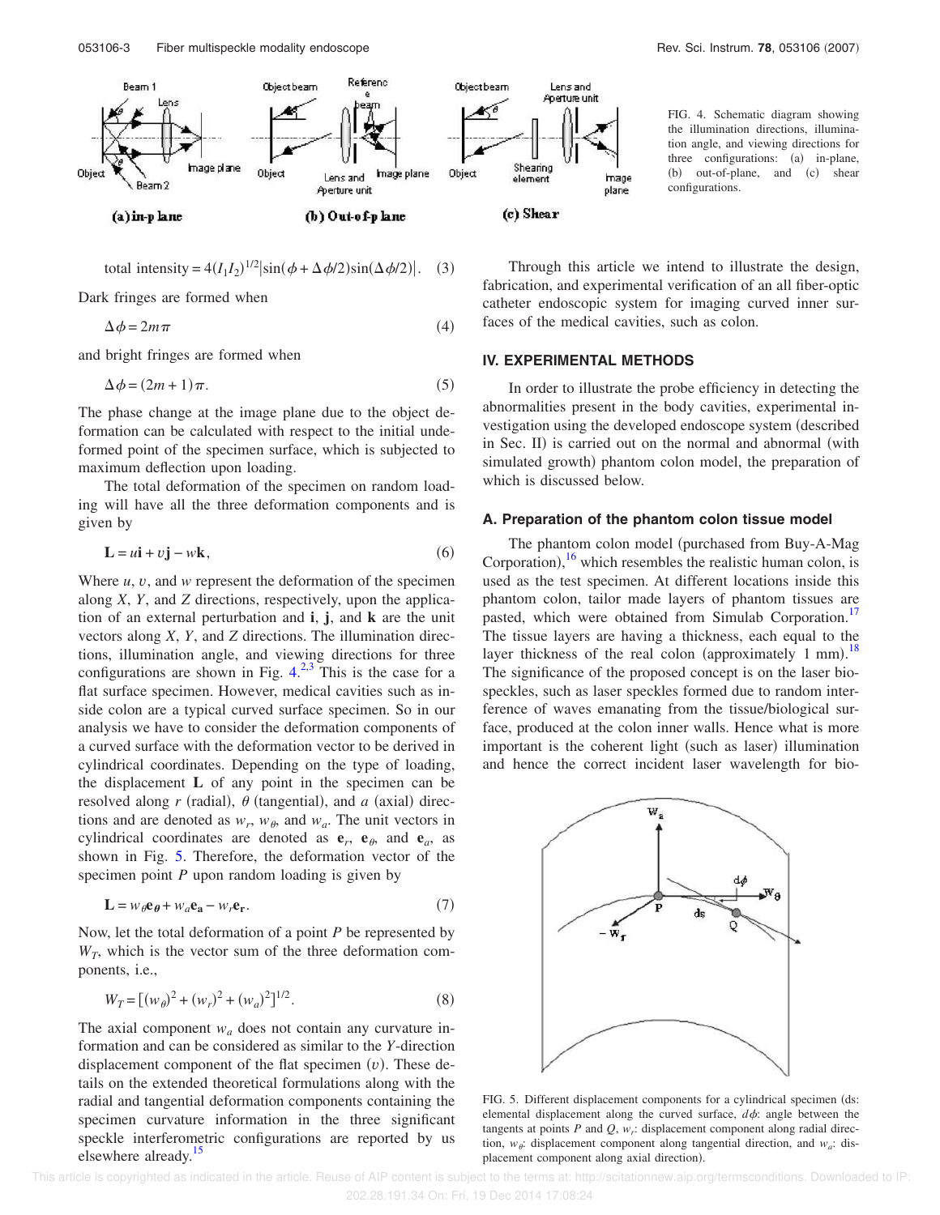FIG. 4. Schematic diagram showing the illumination directions, illumination angle, and viewing directions for three configurations: (a) in-plane, (b) out-of-plane, and (c) shear configurations.

$$\text{total intensity} = 4(I_1 I_2)^{1/2}|\sin(\phi + \Delta\phi/2)\sin(\Delta\phi/2)|. \quad (3)$$

Dark fringes are formed when

$$\Delta\phi = 2m\pi \quad (4)$$

and bright fringes are formed when

$$\Delta\phi = (2m+1)\pi. \quad (5)$$

The phase change at the image plane due to the object deformation can be calculated with respect to the initial undeformed point of the specimen surface, which is subjected to maximum deflection upon loading.

The total deformation of the specimen on random loading will have all the three deformation components and is given by

$$\mathbf{L} = u\mathbf{i} + v\mathbf{j} - w\mathbf{k}, \quad (6)$$

Where $u$, $v$, and $w$ represent the deformation of the specimen along $X$, $Y$, and $Z$ directions, respectively, upon the application of an external perturbation and $\mathbf{i}$, $\mathbf{j}$, and $\mathbf{k}$ are the unit vectors along $X$, $Y$, and $Z$ directions. The illumination directions, illumination angle, and viewing directions for three configurations are shown in Fig. 4.[2,3] This is the case for a flat surface specimen. However, medical cavities such as inside colon are a typical curved surface specimen. So in our analysis we have to consider the deformation components of a curved surface with the deformation vector to be derived in cylindrical coordinates. Depending on the type of loading, the displacement $\mathbf{L}$ of any point in the specimen can be resolved along $r$ (radial), $\theta$ (tangential), and $a$ (axial) directions and are denoted as $w_r$, $w_\theta$, and $w_a$. The unit vectors in cylindrical coordinates are denoted as $\mathbf{e}_r$, $\mathbf{e}_\theta$, and $\mathbf{e}_a$, as shown in Fig. 5. Therefore, the deformation vector of the specimen point $P$ upon random loading is given by

$$\mathbf{L} = w_\theta \mathbf{e}_\theta + w_a \mathbf{e}_\mathbf{a} - w_r \mathbf{e}_\mathbf{r}. \quad (7)$$

Now, let the total deformation of a point $P$ be represented by $W_T$, which is the vector sum of the three deformation components, i.e.,

$$W_T = [(w_\theta)^2 + (w_r)^2 + (w_a)^2]^{1/2}. \quad (8)$$

The axial component $w_a$ does not contain any curvature information and can be considered as similar to the $Y$-direction displacement component of the flat specimen ($v$). These details on the extended theoretical formulations along with the radial and tangential deformation components containing the specimen curvature information in the three significant speckle interferometric configurations are reported by us elsewhere already.[15]

Through this article we intend to illustrate the design, fabrication, and experimental verification of an all fiber-optic catheter endoscopic system for imaging curved inner surfaces of the medical cavities, such as colon.

## IV. EXPERIMENTAL METHODS

In order to illustrate the probe efficiency in detecting the abnormalities present in the body cavities, experimental investigation using the developed endoscope system (described in Sec. II) is carried out on the normal and abnormal (with simulated growth) phantom colon model, the preparation of which is discussed below.

### A. Preparation of the phantom colon tissue model

The phantom colon model (purchased from Buy-A-Mag Corporation),[16] which resembles the realistic human colon, is used as the test specimen. At different locations inside this phantom colon, tailor made layers of phantom tissues are pasted, which were obtained from Simulab Corporation.[17] The tissue layers are having a thickness, each equal to the layer thickness of the real colon (approximately 1 mm).[18] The significance of the proposed concept is on the laser biospeckles, such as laser speckles formed due to random interference of waves emanating from the tissue/biological surface, produced at the colon inner walls. Hence what is more important is the coherent light (such as laser) illumination and hence the correct incident laser wavelength for bio-

FIG. 5. Different displacement components for a cylindrical specimen (ds: elemental displacement along the curved surface, $d\phi$: angle between the tangents at points $P$ and $Q$, $w_r$: displacement component along radial direction, $w_\theta$: displacement component along tangential direction, and $w_a$: displacement component along axial direction).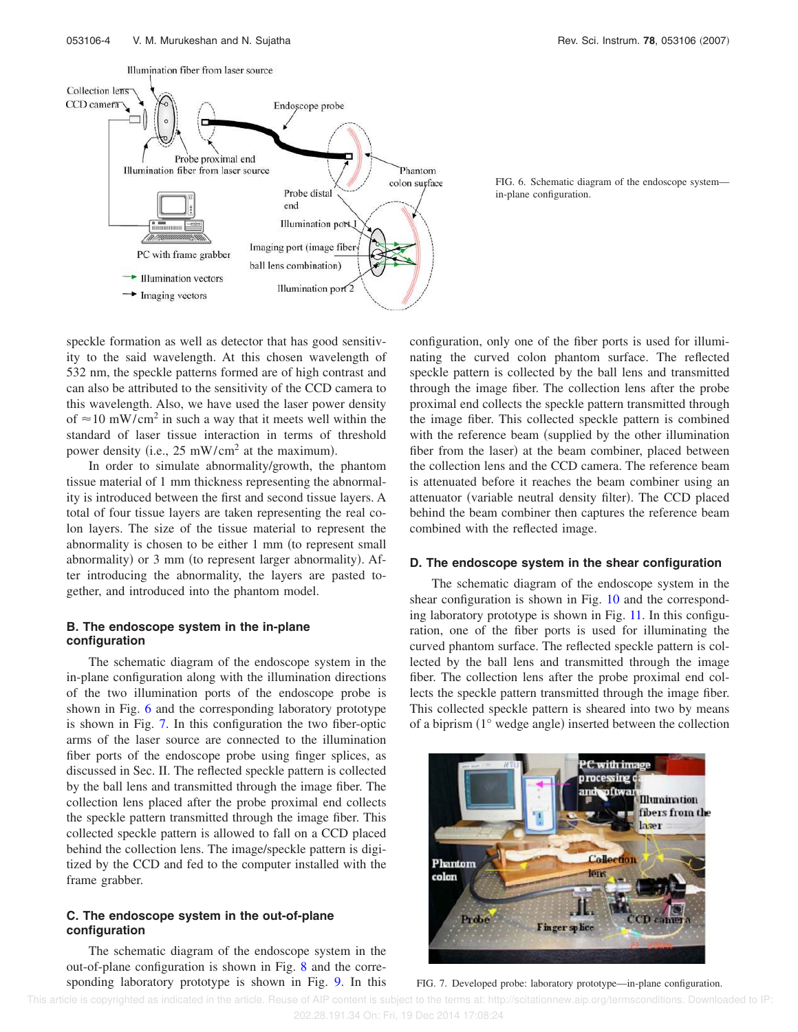FIG. 6. Schematic diagram of the endoscope system—in-plane configuration.

speckle formation as well as detector that has good sensitivity to the said wavelength. At this chosen wavelength of 532 nm, the speckle patterns formed are of high contrast and can also be attributed to the sensitivity of the CCD camera to this wavelength. Also, we have used the laser power density of $\approx 10$ mW/cm$^2$ in such a way that it meets well within the standard of laser tissue interaction in terms of threshold power density (i.e., 25 mW/cm$^2$ at the maximum).

In order to simulate abnormality/growth, the phantom tissue material of 1 mm thickness representing the abnormality is introduced between the first and second tissue layers. A total of four tissue layers are taken representing the real colon layers. The size of the tissue material to represent the abnormality is chosen to be either 1 mm (to represent small abnormality) or 3 mm (to represent larger abnormality). After introducing the abnormality, the layers are pasted together, and introduced into the phantom model.

### B. The endoscope system in the in-plane configuration

The schematic diagram of the endoscope system in the in-plane configuration along with the illumination directions of the two illumination ports of the endoscope probe is shown in Fig. 6 and the corresponding laboratory prototype is shown in Fig. 7. In this configuration the two fiber-optic arms of the laser source are connected to the illumination fiber ports of the endoscope probe using finger splices, as discussed in Sec. II. The reflected speckle pattern is collected by the ball lens and transmitted through the image fiber. The collection lens placed after the probe proximal end collects the speckle pattern transmitted through the image fiber. This collected speckle pattern is allowed to fall on a CCD placed behind the collection lens. The image/speckle pattern is digitized by the CCD and fed to the computer installed with the frame grabber.

### C. The endoscope system in the out-of-plane configuration

The schematic diagram of the endoscope system in the out-of-plane configuration is shown in Fig. 8 and the corresponding laboratory prototype is shown in Fig. 9. In this configuration, only one of the fiber ports is used for illuminating the curved colon phantom surface. The reflected speckle pattern is collected by the ball lens and transmitted through the image fiber. The collection lens after the probe proximal end collects the speckle pattern transmitted through the image fiber. This collected speckle pattern is combined with the reference beam (supplied by the other illumination fiber from the laser) at the beam combiner, placed between the collection lens and the CCD camera. The reference beam is attenuated before it reaches the beam combiner using an attenuator (variable neutral density filter). The CCD placed behind the beam combiner then captures the reference beam combined with the reflected image.

### D. The endoscope system in the shear configuration

The schematic diagram of the endoscope system in the shear configuration is shown in Fig. 10 and the corresponding laboratory prototype is shown in Fig. 11. In this configuration, one of the fiber ports is used for illuminating the curved phantom surface. The reflected speckle pattern is collected by the ball lens and transmitted through the image fiber. The collection lens after the probe proximal end collects the speckle pattern transmitted through the image fiber. This collected speckle pattern is sheared into two by means of a biprism (1° wedge angle) inserted between the collection

FIG. 7. Developed probe: laboratory prototype—in-plane configuration.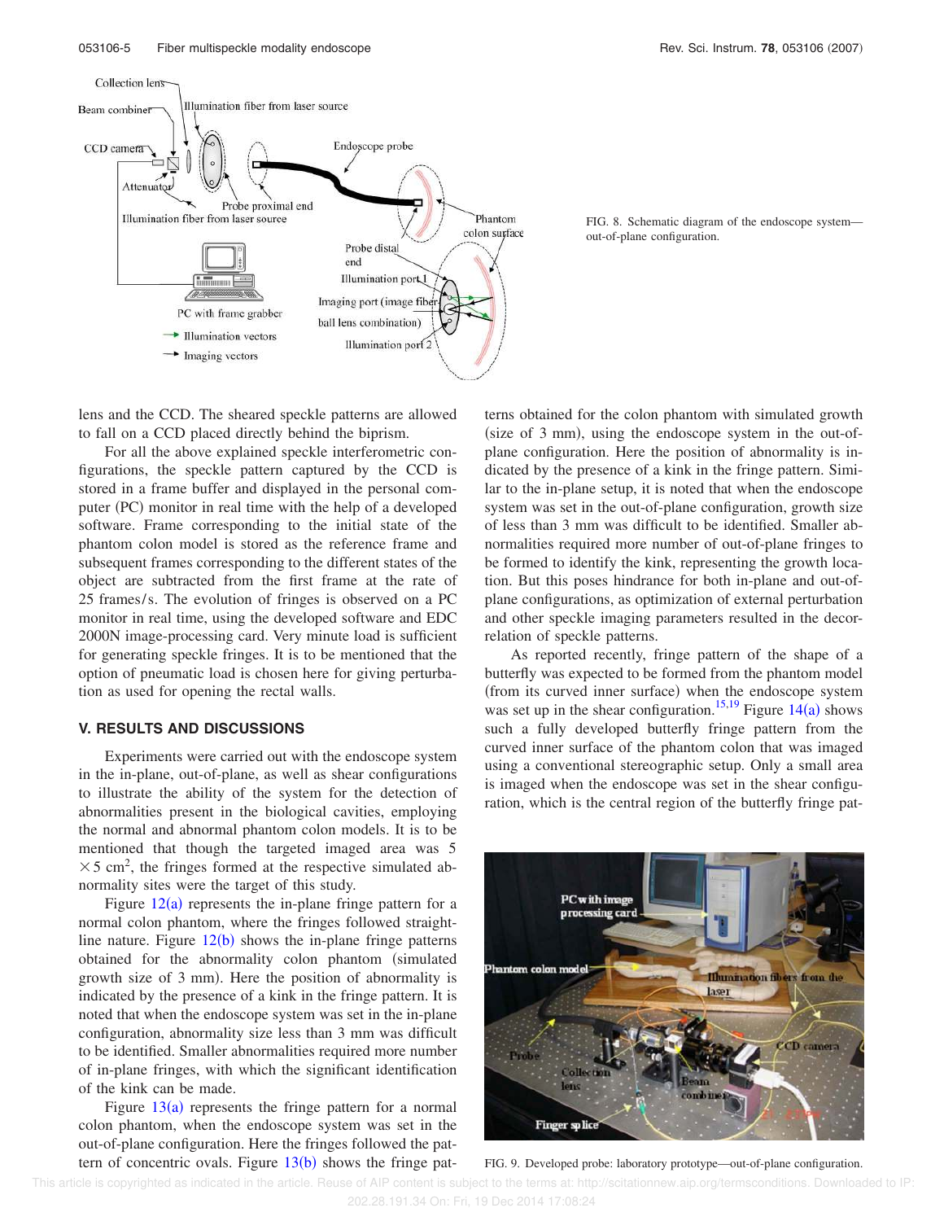FIG. 8. Schematic diagram of the endoscope system—out-of-plane configuration.

lens and the CCD. The sheared speckle patterns are allowed to fall on a CCD placed directly behind the biprism.

For all the above explained speckle interferometric configurations, the speckle pattern captured by the CCD is stored in a frame buffer and displayed in the personal computer (PC) monitor in real time with the help of a developed software. Frame corresponding to the initial state of the phantom colon model is stored as the reference frame and subsequent frames corresponding to the different states of the object are subtracted from the first frame at the rate of 25 frames/s. The evolution of fringes is observed on a PC monitor in real time, using the developed software and EDC 2000N image-processing card. Very minute load is sufficient for generating speckle fringes. It is to be mentioned that the option of pneumatic load is chosen here for giving perturbation as used for opening the rectal walls.

## V. RESULTS AND DISCUSSIONS

Experiments were carried out with the endoscope system in the in-plane, out-of-plane, as well as shear configurations to illustrate the ability of the system for the detection of abnormalities present in the biological cavities, employing the normal and abnormal phantom colon models. It is to be mentioned that though the targeted imaged area was $5 \times 5$ cm$^2$, the fringes formed at the respective simulated abnormality sites were the target of this study.

Figure 12(a) represents the in-plane fringe pattern for a normal colon phantom, where the fringes followed straight-line nature. Figure 12(b) shows the in-plane fringe patterns obtained for the abnormality colon phantom (simulated growth size of 3 mm). Here the position of abnormality is indicated by the presence of a kink in the fringe pattern. It is noted that when the endoscope system was set in the in-plane configuration, abnormality size less than 3 mm was difficult to be identified. Smaller abnormalities required more number of in-plane fringes, with which the significant identification of the kink can be made.

Figure 13(a) represents the fringe pattern for a normal colon phantom, when the endoscope system was set in the out-of-plane configuration. Here the fringes followed the pattern of concentric ovals. Figure 13(b) shows the fringe patterns obtained for the colon phantom with simulated growth (size of 3 mm), using the endoscope system in the out-of-plane configuration. Here the position of abnormality is indicated by the presence of a kink in the fringe pattern. Similar to the in-plane setup, it is noted that when the endoscope system was set in the out-of-plane configuration, growth size of less than 3 mm was difficult to be identified. Smaller abnormalities required more number of out-of-plane fringes to be formed to identify the kink, representing the growth location. But this poses hindrance for both in-plane and out-of-plane configurations, as optimization of external perturbation and other speckle imaging parameters resulted in the decorrelation of speckle patterns.

As reported recently, fringe pattern of the shape of a butterfly was expected to be formed from the phantom model (from its curved inner surface) when the endoscope system was set up in the shear configuration.[15,19] Figure 14(a) shows such a fully developed butterfly fringe pattern from the curved inner surface of the phantom colon that was imaged using a conventional stereographic setup. Only a small area is imaged when the endoscope was set in the shear configuration, which is the central region of the butterfly fringe pat-

FIG. 9. Developed probe: laboratory prototype—out-of-plane configuration.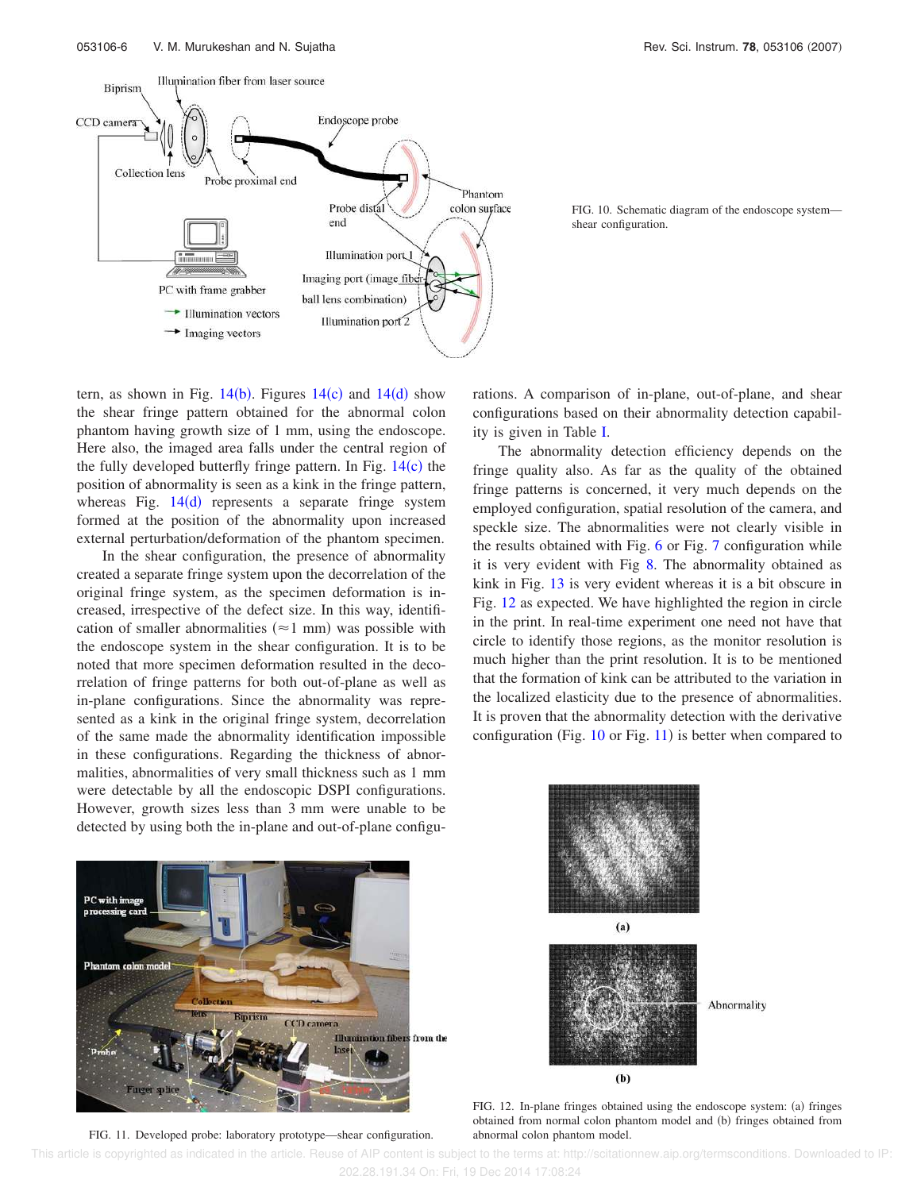FIG. 10. Schematic diagram of the endoscope system—shear configuration.

tern, as shown in Fig. 14(b). Figures 14(c) and 14(d) show the shear fringe pattern obtained for the abnormal colon phantom having growth size of 1 mm, using the endoscope. Here also, the imaged area falls under the central region of the fully developed butterfly fringe pattern. In Fig. 14(c) the position of abnormality is seen as a kink in the fringe pattern, whereas Fig. 14(d) represents a separate fringe system formed at the position of the abnormality upon increased external perturbation/deformation of the phantom specimen.

In the shear configuration, the presence of abnormality created a separate fringe system upon the decorrelation of the original fringe system, as the specimen deformation is increased, irrespective of the defect size. In this way, identification of smaller abnormalities ($\approx$1 mm) was possible with the endoscope system in the shear configuration. It is to be noted that more specimen deformation resulted in the decorrelation of fringe patterns for both out-of-plane as well as in-plane configurations. Since the abnormality was represented as a kink in the original fringe system, decorrelation of the same made the abnormality identification impossible in these configurations. Regarding the thickness of abnormalities, abnormalities of very small thickness such as 1 mm were detectable by all the endoscopic DSPI configurations. However, growth sizes less than 3 mm were unable to be detected by using both the in-plane and out-of-plane configurations. A comparison of in-plane, out-of-plane, and shear configurations based on their abnormality detection capability is given in Table I.

The abnormality detection efficiency depends on the fringe quality also. As far as the quality of the obtained fringe patterns is concerned, it very much depends on the employed configuration, spatial resolution of the camera, and speckle size. The abnormalities were not clearly visible in the results obtained with Fig. 6 or Fig. 7 configuration while it is very evident with Fig 8. The abnormality obtained as kink in Fig. 13 is very evident whereas it is a bit obscure in Fig. 12 as expected. We have highlighted the region in circle in the print. In real-time experiment one need not have that circle to identify those regions, as the monitor resolution is much higher than the print resolution. It is to be mentioned that the formation of kink can be attributed to the variation in the localized elasticity due to the presence of abnormalities. It is proven that the abnormality detection with the derivative configuration (Fig. 10 or Fig. 11) is better when compared to

FIG. 11. Developed probe: laboratory prototype—shear configuration.

FIG. 12. In-plane fringes obtained using the endoscope system: (a) fringes obtained from normal colon phantom model and (b) fringes obtained from abnormal colon phantom model.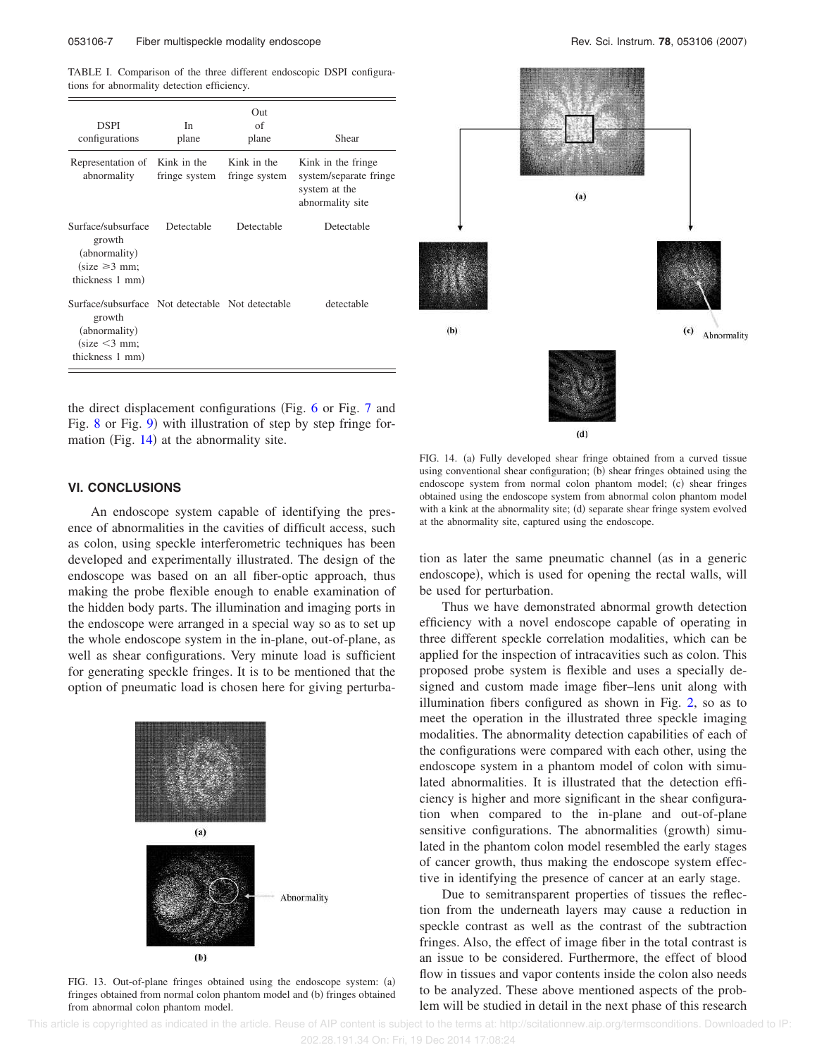TABLE I. Comparison of the three different endoscopic DSPI configurations for abnormality detection efficiency.

| DSPI configurations | In plane | Out of plane | Shear |
|---|---|---|---|
| Representation of abnormality | Kink in the fringe system | Kink in the fringe system | Kink in the fringe system/separate fringe system at the abnormality site |
| Surface/subsurface growth (abnormality) (size ≥3 mm; thickness 1 mm) | Detectable | Detectable | Detectable |
| Surface/subsurface growth (abnormality) (size <3 mm; thickness 1 mm) | Not detectable | Not detectable | detectable |

the direct displacement configurations (Fig. 6 or Fig. 7 and Fig. 8 or Fig. 9) with illustration of step by step fringe formation (Fig. 14) at the abnormality site.

## VI. CONCLUSIONS

An endoscope system capable of identifying the presence of abnormalities in the cavities of difficult access, such as colon, using speckle interferometric techniques has been developed and experimentally illustrated. The design of the endoscope was based on an all fiber-optic approach, thus making the probe flexible enough to enable examination of the hidden body parts. The illumination and imaging ports in the endoscope were arranged in a special way so as to set up the whole endoscope system in the in-plane, out-of-plane, as well as shear configurations. Very minute load is sufficient for generating speckle fringes. It is to be mentioned that the option of pneumatic load is chosen here for giving perturbation as later the same pneumatic channel (as in a generic endoscope), which is used for opening the rectal walls, will be used for perturbation.

FIG. 13. Out-of-plane fringes obtained using the endoscope system: (a) fringes obtained from normal colon phantom model and (b) fringes obtained from abnormal colon phantom model.

FIG. 14. (a) Fully developed shear fringe obtained from a curved tissue using conventional shear configuration; (b) shear fringes obtained using the endoscope system from normal colon phantom model; (c) shear fringes obtained using the endoscope system from abnormal colon phantom model with a kink at the abnormality site; (d) separate shear fringe system evolved at the abnormality site, captured using the endoscope.

Thus we have demonstrated abnormal growth detection efficiency with a novel endoscope capable of operating in three different speckle correlation modalities, which can be applied for the inspection of intracavities such as colon. This proposed probe system is flexible and uses a specially designed and custom made image fiber–lens unit along with illumination fibers configured as shown in Fig. 2, so as to meet the operation in the illustrated three speckle imaging modalities. The abnormality detection capabilities of each of the configurations were compared with each other, using the endoscope system in a phantom model of colon with simulated abnormalities. It is illustrated that the detection efficiency is higher and more significant in the shear configuration when compared to the in-plane and out-of-plane sensitive configurations. The abnormalities (growth) simulated in the phantom colon model resembled the early stages of cancer growth, thus making the endoscope system effective in identifying the presence of cancer at an early stage.

Due to semitransparent properties of tissues the reflection from the underneath layers may cause a reduction in speckle contrast as well as the contrast of the subtraction fringes. Also, the effect of image fiber in the total contrast is an issue to be considered. Furthermore, the effect of blood flow in tissues and vapor contents inside the colon also needs to be analyzed. These above mentioned aspects of the problem will be studied in detail in the next phase of this research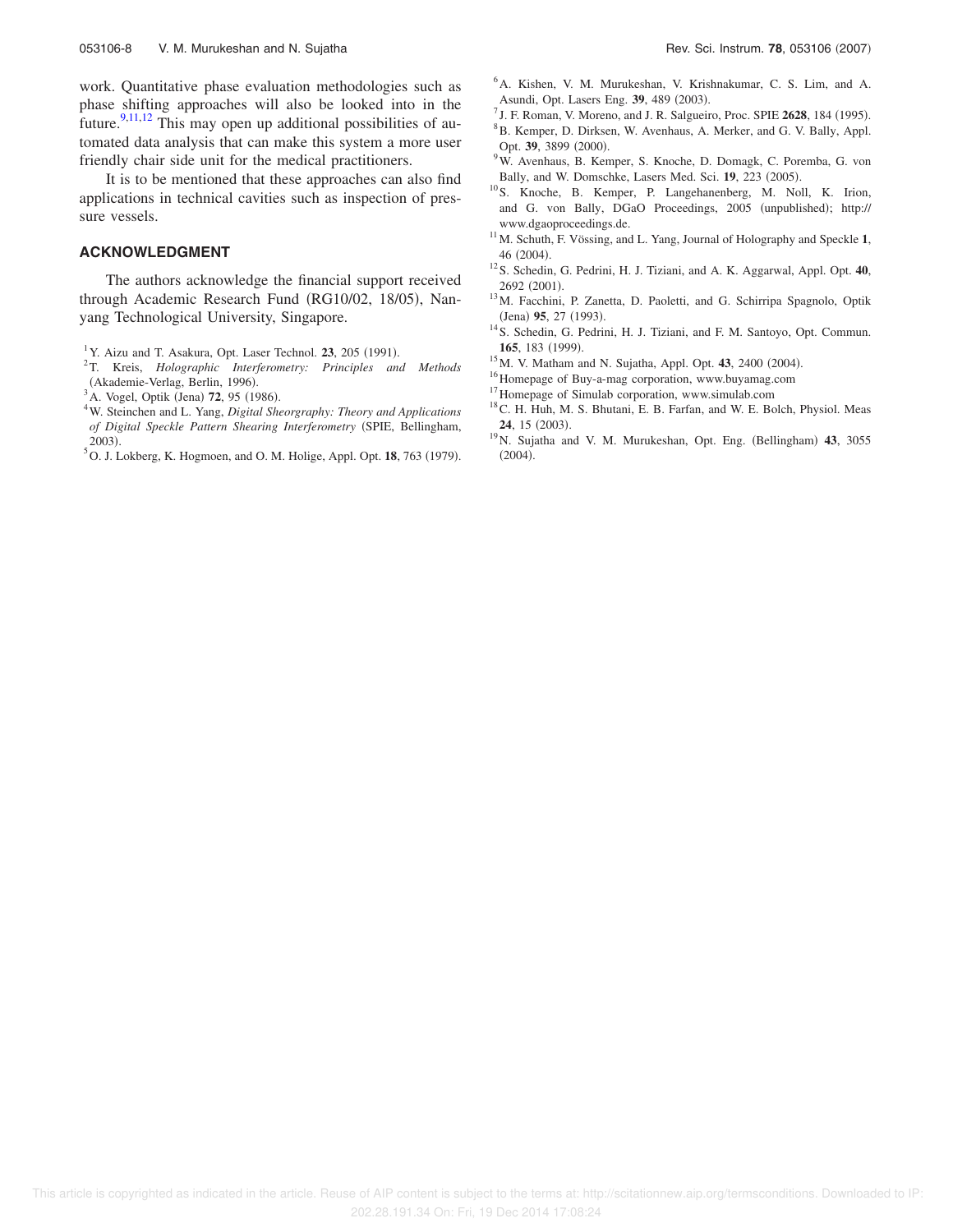work. Quantitative phase evaluation methodologies such as phase shifting approaches will also be looked into in the future.[9,11,12] This may open up additional possibilities of automated data analysis that can make this system a more user friendly chair side unit for the medical practitioners.

It is to be mentioned that these approaches can also find applications in technical cavities such as inspection of pressure vessels.

## ACKNOWLEDGMENT

The authors acknowledge the financial support received through Academic Research Fund (RG10/02, 18/05), Nanyang Technological University, Singapore.

[1] Y. Aizu and T. Asakura, Opt. Laser Technol. **23**, 205 (1991).
[2] T. Kreis, *Holographic Interferometry: Principles and Methods* (Akademie-Verlag, Berlin, 1996).
[3] A. Vogel, Optik (Jena) **72**, 95 (1986).
[4] W. Steinchen and L. Yang, *Digital Sheorgraphy: Theory and Applications of Digital Speckle Pattern Shearing Interferometry* (SPIE, Bellingham, 2003).
[5] O. J. Lokberg, K. Hogmoen, and O. M. Holige, Appl. Opt. **18**, 763 (1979).
[6] A. Kishen, V. M. Murukeshan, V. Krishnakumar, C. S. Lim, and A. Asundi, Opt. Lasers Eng. **39**, 489 (2003).
[7] J. F. Roman, V. Moreno, and J. R. Salgueiro, Proc. SPIE **2628**, 184 (1995).
[8] B. Kemper, D. Dirksen, W. Avenhaus, A. Merker, and G. V. Bally, Appl. Opt. **39**, 3899 (2000).
[9] W. Avenhaus, B. Kemper, S. Knoche, D. Domagk, C. Poremba, G. von Bally, and W. Domschke, Lasers Med. Sci. **19**, 223 (2005).
[10] S. Knoche, B. Kemper, P. Langehanenberg, M. Noll, K. Irion, and G. von Bally, DGaO Proceedings, 2005 (unpublished); http://www.dgaoproceedings.de.
[11] M. Schuth, F. Vössing, and L. Yang, Journal of Holography and Speckle **1**, 46 (2004).
[12] S. Schedin, G. Pedrini, H. J. Tiziani, and A. K. Aggarwal, Appl. Opt. **40**, 2692 (2001).
[13] M. Facchini, P. Zanetta, D. Paoletti, and G. Schirripa Spagnolo, Optik (Jena) **95**, 27 (1993).
[14] S. Schedin, G. Pedrini, H. J. Tiziani, and F. M. Santoyo, Opt. Commun. **165**, 183 (1999).
[15] M. V. Matham and N. Sujatha, Appl. Opt. **43**, 2400 (2004).
[16] Homepage of Buy-a-mag corporation, www.buyamag.com
[17] Homepage of Simulab corporation, www.simulab.com
[18] C. H. Huh, M. S. Bhutani, E. B. Farfan, and W. E. Bolch, Physiol. Meas **24**, 15 (2003).
[19] N. Sujatha and V. M. Murukeshan, Opt. Eng. (Bellingham) **43**, 3055 (2004).